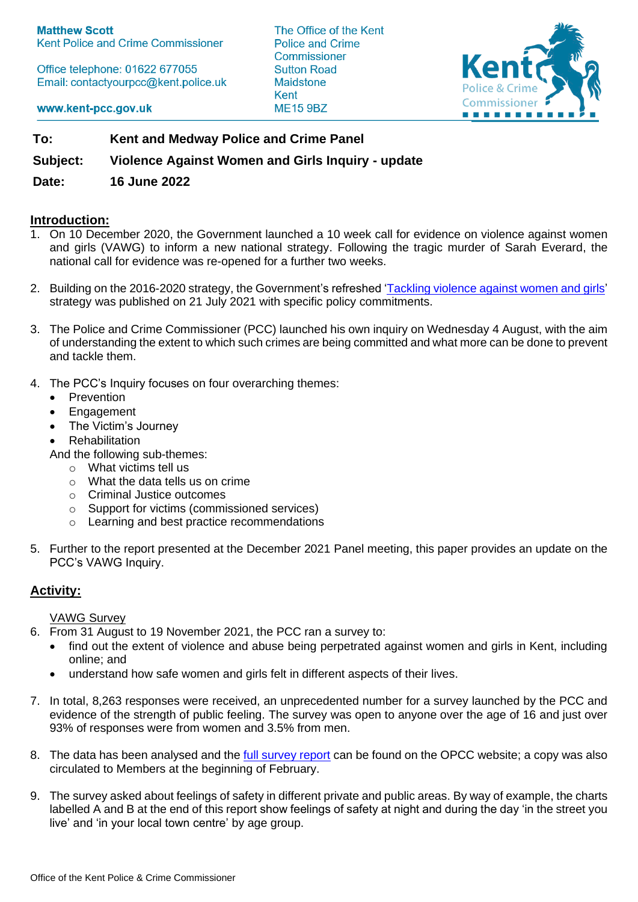**Matthew Scott**
Kent Police and Crime Commissioner

Office telephone: 01622 677055
Email: contactyourpcc@kent.police.uk

www.kent-pcc.gov.uk

The Office of the Kent Police and Crime Commissioner
Sutton Road
Maidstone
Kent
ME15 9BZ

| | |
|---|---|
| **To:** | **Kent and Medway Police and Crime Panel** |
| **Subject:** | **Violence Against Women and Girls Inquiry - update** |
| **Date:** | **16 June 2022** |

## Introduction:

1. On 10 December 2020, the Government launched a 10 week call for evidence on violence against women and girls (VAWG) to inform a new national strategy. Following the tragic murder of Sarah Everard, the national call for evidence was re-opened for a further two weeks.

2. Building on the 2016-2020 strategy, the Government's refreshed '[Tackling violence against women and girls](#)' strategy was published on 21 July 2021 with specific policy commitments.

3. The Police and Crime Commissioner (PCC) launched his own inquiry on Wednesday 4 August, with the aim of understanding the extent to which such crimes are being committed and what more can be done to prevent and tackle them.

4. The PCC's Inquiry focuses on four overarching themes:
   - Prevention
   - Engagement
   - The Victim's Journey
   - Rehabilitation

   And the following sub-themes:
   - What victims tell us
   - What the data tells us on crime
   - Criminal Justice outcomes
   - Support for victims (commissioned services)
   - Learning and best practice recommendations

5. Further to the report presented at the December 2021 Panel meeting, this paper provides an update on the PCC's VAWG Inquiry.

## Activity:

VAWG Survey

6. From 31 August to 19 November 2021, the PCC ran a survey to:
   - find out the extent of violence and abuse being perpetrated against women and girls in Kent, including online; and
   - understand how safe women and girls felt in different aspects of their lives.

7. In total, 8,263 responses were received, an unprecedented number for a survey launched by the PCC and evidence of the strength of public feeling. The survey was open to anyone over the age of 16 and just over 93% of responses were from women and 3.5% from men.

8. The data has been analysed and the [full survey report](#) can be found on the OPCC website; a copy was also circulated to Members at the beginning of February.

9. The survey asked about feelings of safety in different private and public areas. By way of example, the charts labelled A and B at the end of this report show feelings of safety at night and during the day 'in the street you live' and 'in your local town centre' by age group.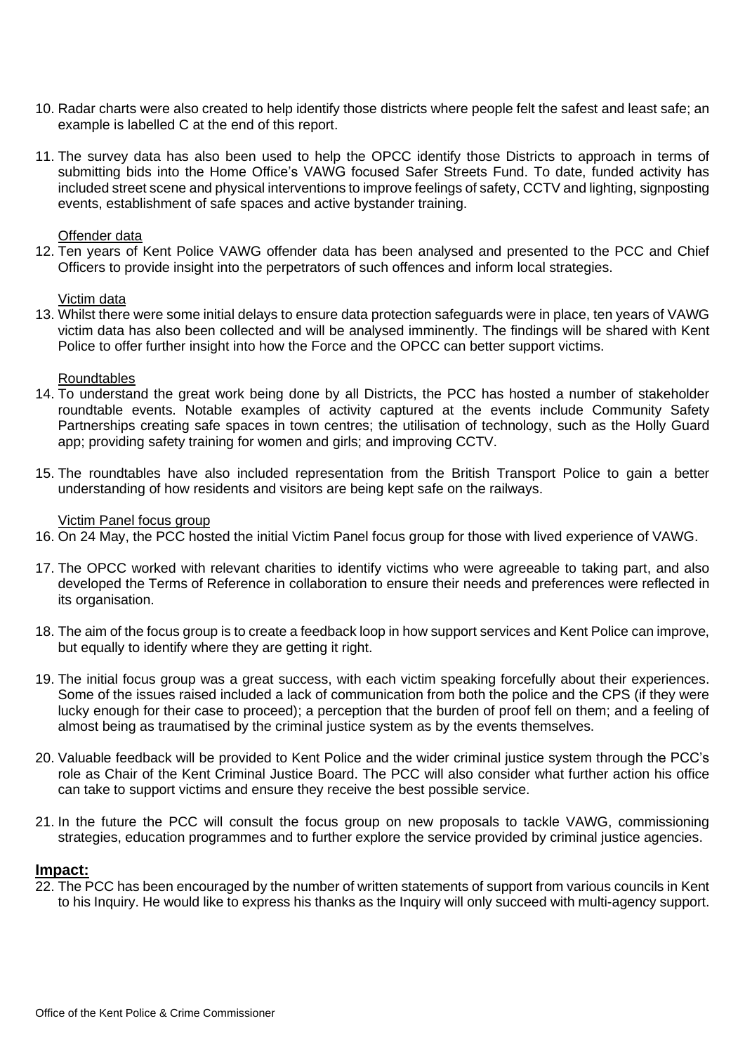10. Radar charts were also created to help identify those districts where people felt the safest and least safe; an example is labelled C at the end of this report.

11. The survey data has also been used to help the OPCC identify those Districts to approach in terms of submitting bids into the Home Office's VAWG focused Safer Streets Fund. To date, funded activity has included street scene and physical interventions to improve feelings of safety, CCTV and lighting, signposting events, establishment of safe spaces and active bystander training.

<u>Offender data</u>

12. Ten years of Kent Police VAWG offender data has been analysed and presented to the PCC and Chief Officers to provide insight into the perpetrators of such offences and inform local strategies.

<u>Victim data</u>

13. Whilst there were some initial delays to ensure data protection safeguards were in place, ten years of VAWG victim data has also been collected and will be analysed imminently. The findings will be shared with Kent Police to offer further insight into how the Force and the OPCC can better support victims.

<u>Roundtables</u>

14. To understand the great work being done by all Districts, the PCC has hosted a number of stakeholder roundtable events. Notable examples of activity captured at the events include Community Safety Partnerships creating safe spaces in town centres; the utilisation of technology, such as the Holly Guard app; providing safety training for women and girls; and improving CCTV.

15. The roundtables have also included representation from the British Transport Police to gain a better understanding of how residents and visitors are being kept safe on the railways.

<u>Victim Panel focus group</u>

16. On 24 May, the PCC hosted the initial Victim Panel focus group for those with lived experience of VAWG.

17. The OPCC worked with relevant charities to identify victims who were agreeable to taking part, and also developed the Terms of Reference in collaboration to ensure their needs and preferences were reflected in its organisation.

18. The aim of the focus group is to create a feedback loop in how support services and Kent Police can improve, but equally to identify where they are getting it right.

19. The initial focus group was a great success, with each victim speaking forcefully about their experiences. Some of the issues raised included a lack of communication from both the police and the CPS (if they were lucky enough for their case to proceed); a perception that the burden of proof fell on them; and a feeling of almost being as traumatised by the criminal justice system as by the events themselves.

20. Valuable feedback will be provided to Kent Police and the wider criminal justice system through the PCC's role as Chair of the Kent Criminal Justice Board. The PCC will also consider what further action his office can take to support victims and ensure they receive the best possible service.

21. In the future the PCC will consult the focus group on new proposals to tackle VAWG, commissioning strategies, education programmes and to further explore the service provided by criminal justice agencies.

## Impact:

22. The PCC has been encouraged by the number of written statements of support from various councils in Kent to his Inquiry. He would like to express his thanks as the Inquiry will only succeed with multi-agency support.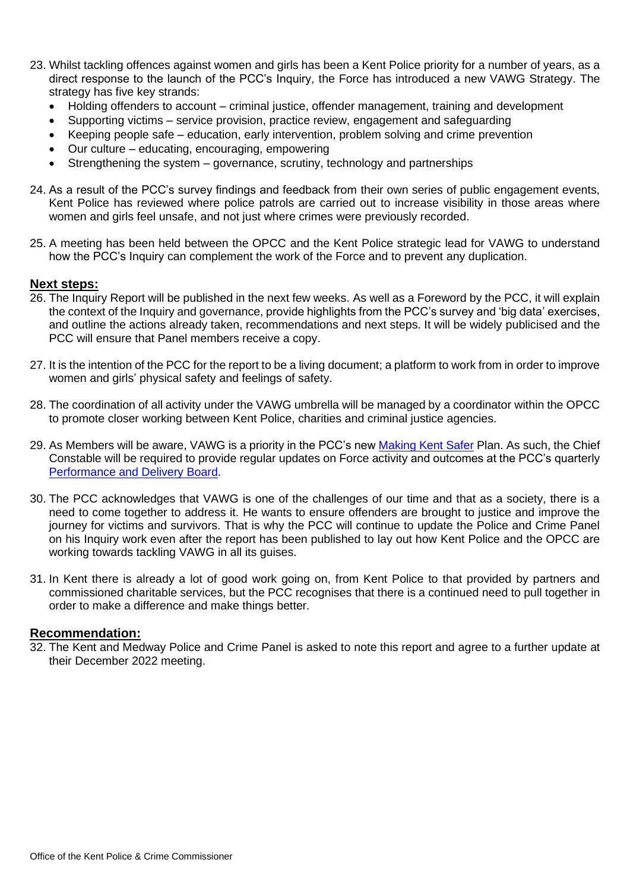23. Whilst tackling offences against women and girls has been a Kent Police priority for a number of years, as a direct response to the launch of the PCC's Inquiry, the Force has introduced a new VAWG Strategy. The strategy has five key strands:
    - Holding offenders to account – criminal justice, offender management, training and development
    - Supporting victims – service provision, practice review, engagement and safeguarding
    - Keeping people safe – education, early intervention, problem solving and crime prevention
    - Our culture – educating, encouraging, empowering
    - Strengthening the system – governance, scrutiny, technology and partnerships

24. As a result of the PCC's survey findings and feedback from their own series of public engagement events, Kent Police has reviewed where police patrols are carried out to increase visibility in those areas where women and girls feel unsafe, and not just where crimes were previously recorded.

25. A meeting has been held between the OPCC and the Kent Police strategic lead for VAWG to understand how the PCC's Inquiry can complement the work of the Force and to prevent any duplication.

**Next steps:**

26. The Inquiry Report will be published in the next few weeks. As well as a Foreword by the PCC, it will explain the context of the Inquiry and governance, provide highlights from the PCC's survey and 'big data' exercises, and outline the actions already taken, recommendations and next steps. It will be widely publicised and the PCC will ensure that Panel members receive a copy.

27. It is the intention of the PCC for the report to be a living document; a platform to work from in order to improve women and girls' physical safety and feelings of safety.

28. The coordination of all activity under the VAWG umbrella will be managed by a coordinator within the OPCC to promote closer working between Kent Police, charities and criminal justice agencies.

29. As Members will be aware, VAWG is a priority in the PCC's new Making Kent Safer Plan. As such, the Chief Constable will be required to provide regular updates on Force activity and outcomes at the PCC's quarterly Performance and Delivery Board.

30. The PCC acknowledges that VAWG is one of the challenges of our time and that as a society, there is a need to come together to address it. He wants to ensure offenders are brought to justice and improve the journey for victims and survivors. That is why the PCC will continue to update the Police and Crime Panel on his Inquiry work even after the report has been published to lay out how Kent Police and the OPCC are working towards tackling VAWG in all its guises.

31. In Kent there is already a lot of good work going on, from Kent Police to that provided by partners and commissioned charitable services, but the PCC recognises that there is a continued need to pull together in order to make a difference and make things better.

**Recommendation:**

32. The Kent and Medway Police and Crime Panel is asked to note this report and agree to a further update at their December 2022 meeting.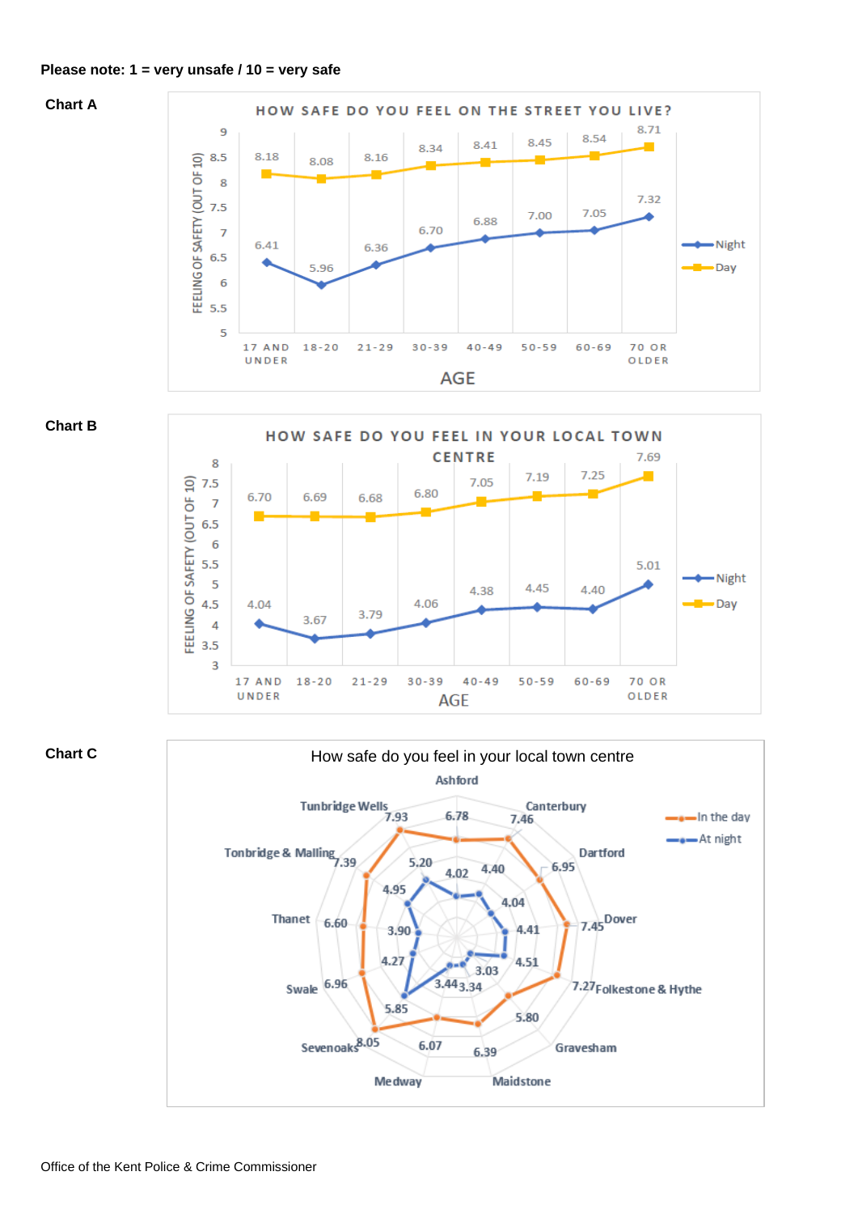**Please note: 1 = very unsafe / 10 = very safe**

**Chart A**

HOW SAFE DO YOU FEEL ON THE STREET YOU LIVE?

FEELING OF SAFETY (OUT OF 10)

9
8.5
8
7.5
7
6.5
6
5.5
5

Day: 8.18, 8.08, 8.16, 8.34, 8.41, 8.45, 8.54, 8.71

Night: 6.41, 5.96, 6.36, 6.70, 6.88, 7.00, 7.05, 7.32

17 AND UNDER, 18-20, 21-29, 30-39, 40-49, 50-59, 60-69, 70 OR OLDER

AGE

Night
Day

**Chart B**

HOW SAFE DO YOU FEEL IN YOUR LOCAL TOWN CENTRE

FEELING OF SAFETY (OUT OF 10)

8
7.5
7
6.5
6
5.5
5
4.5
4
3.5
3

Day: 6.70, 6.69, 6.68, 6.80, 7.05, 7.19, 7.25, 7.69

Night: 4.04, 3.67, 3.79, 4.06, 4.38, 4.45, 4.40, 5.01

17 AND UNDER, 18-20, 21-29, 30-39, 40-49, 50-59, 60-69, 70 OR OLDER

AGE

Night
Day

**Chart C**

How safe do you feel in your local town centre

In the day
At night

Ashford 6.78 4.02
Canterbury 7.46 4.40
Dartford 6.95 4.04
Dover 7.45 4.41
Folkestone & Hythe 7.27 4.51
Gravesham 5.80 3.03
Maidstone 6.39 3.34
Medway 6.07 3.44
Sevenoaks 8.05 5.85
Swale 6.96 4.27
Thanet 6.60 3.90
Tonbridge & Malling 7.39 4.95
Tunbridge Wells 7.93 5.20

Office of the Kent Police & Crime Commissioner